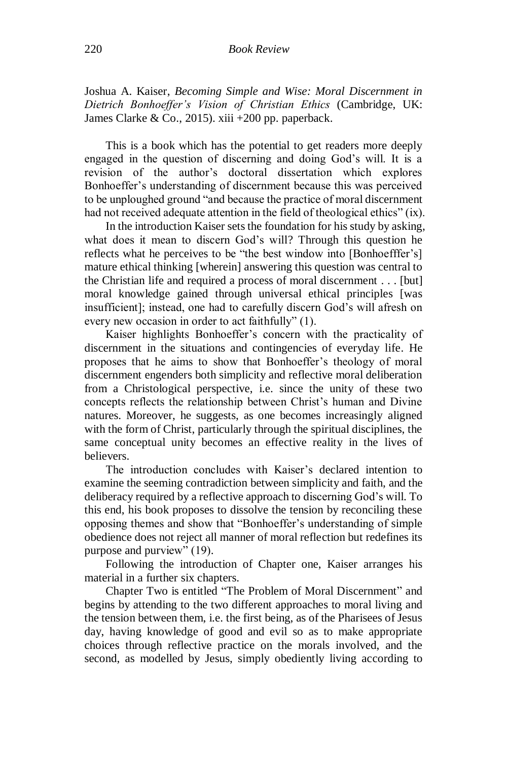Joshua A. Kaiser, *Becoming Simple and Wise: Moral Discernment in Dietrich Bonhoeffer's Vision of Christian Ethics* (Cambridge, UK: James Clarke & Co., 2015). xiii +200 pp. paperback.

This is a book which has the potential to get readers more deeply engaged in the question of discerning and doing God's will. It is a revision of the author's doctoral dissertation which explores Bonhoeffer's understanding of discernment because this was perceived to be unploughed ground "and because the practice of moral discernment had not received adequate attention in the field of theological ethics" (ix).

In the introduction Kaiser sets the foundation for his study by asking, what does it mean to discern God's will? Through this question he reflects what he perceives to be "the best window into [Bonhoefffer's] mature ethical thinking [wherein] answering this question was central to the Christian life and required a process of moral discernment . . . [but] moral knowledge gained through universal ethical principles [was insufficient]; instead, one had to carefully discern God's will afresh on every new occasion in order to act faithfully" (1).

Kaiser highlights Bonhoeffer's concern with the practicality of discernment in the situations and contingencies of everyday life. He proposes that he aims to show that Bonhoeffer's theology of moral discernment engenders both simplicity and reflective moral deliberation from a Christological perspective, i.e. since the unity of these two concepts reflects the relationship between Christ's human and Divine natures. Moreover, he suggests, as one becomes increasingly aligned with the form of Christ, particularly through the spiritual disciplines, the same conceptual unity becomes an effective reality in the lives of believers.

The introduction concludes with Kaiser's declared intention to examine the seeming contradiction between simplicity and faith, and the deliberacy required by a reflective approach to discerning God's will. To this end, his book proposes to dissolve the tension by reconciling these opposing themes and show that "Bonhoeffer's understanding of simple obedience does not reject all manner of moral reflection but redefines its purpose and purview" (19).

Following the introduction of Chapter one, Kaiser arranges his material in a further six chapters.

Chapter Two is entitled "The Problem of Moral Discernment" and begins by attending to the two different approaches to moral living and the tension between them, i.e. the first being, as of the Pharisees of Jesus day, having knowledge of good and evil so as to make appropriate choices through reflective practice on the morals involved, and the second, as modelled by Jesus, simply obediently living according to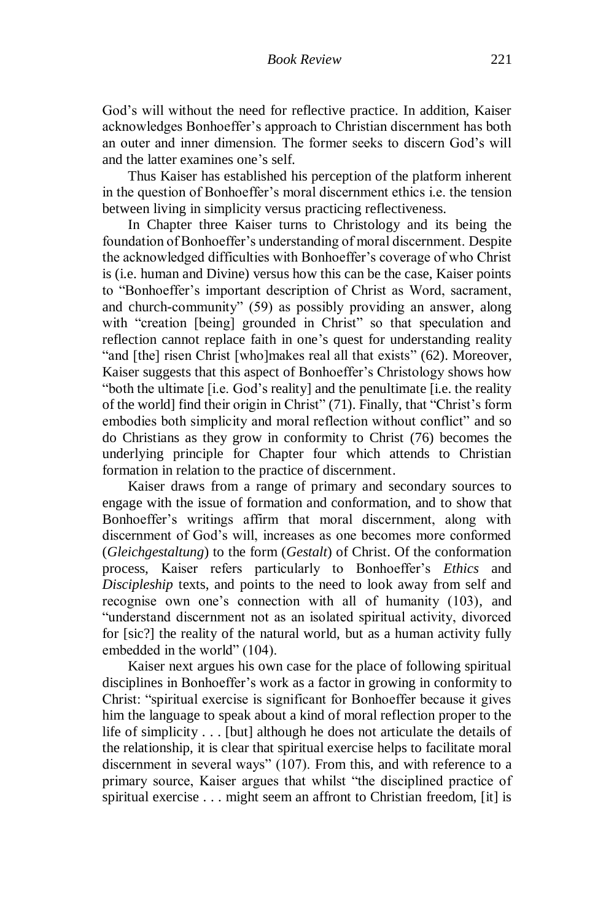God's will without the need for reflective practice. In addition, Kaiser acknowledges Bonhoeffer's approach to Christian discernment has both an outer and inner dimension. The former seeks to discern God's will and the latter examines one's self.

Thus Kaiser has established his perception of the platform inherent in the question of Bonhoeffer's moral discernment ethics i.e. the tension between living in simplicity versus practicing reflectiveness.

In Chapter three Kaiser turns to Christology and its being the foundation of Bonhoeffer's understanding of moral discernment. Despite the acknowledged difficulties with Bonhoeffer's coverage of who Christ is (i.e. human and Divine) versus how this can be the case, Kaiser points to "Bonhoeffer's important description of Christ as Word, sacrament, and church-community" (59) as possibly providing an answer, along with "creation [being] grounded in Christ" so that speculation and reflection cannot replace faith in one's quest for understanding reality "and [the] risen Christ [who]makes real all that exists" (62). Moreover, Kaiser suggests that this aspect of Bonhoeffer's Christology shows how "both the ultimate [i.e. God's reality] and the penultimate [i.e. the reality of the world] find their origin in Christ" (71). Finally, that "Christ's form embodies both simplicity and moral reflection without conflict" and so do Christians as they grow in conformity to Christ (76) becomes the underlying principle for Chapter four which attends to Christian formation in relation to the practice of discernment.

Kaiser draws from a range of primary and secondary sources to engage with the issue of formation and conformation, and to show that Bonhoeffer's writings affirm that moral discernment, along with discernment of God's will, increases as one becomes more conformed (*Gleichgestaltung*) to the form (*Gestalt*) of Christ. Of the conformation process, Kaiser refers particularly to Bonhoeffer's *Ethics* and *Discipleship* texts, and points to the need to look away from self and recognise own one's connection with all of humanity (103), and "understand discernment not as an isolated spiritual activity, divorced for [sic?] the reality of the natural world, but as a human activity fully embedded in the world" (104).

Kaiser next argues his own case for the place of following spiritual disciplines in Bonhoeffer's work as a factor in growing in conformity to Christ: "spiritual exercise is significant for Bonhoeffer because it gives him the language to speak about a kind of moral reflection proper to the life of simplicity . . . [but] although he does not articulate the details of the relationship, it is clear that spiritual exercise helps to facilitate moral discernment in several ways" (107). From this, and with reference to a primary source, Kaiser argues that whilst "the disciplined practice of spiritual exercise . . . might seem an affront to Christian freedom, [it] is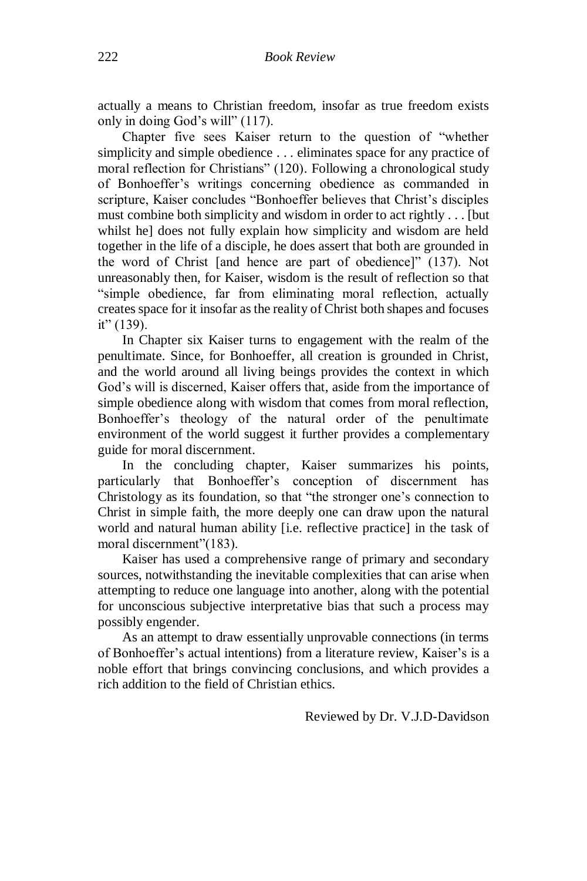actually a means to Christian freedom, insofar as true freedom exists only in doing God's will" (117).

Chapter five sees Kaiser return to the question of "whether simplicity and simple obedience . . . eliminates space for any practice of moral reflection for Christians" (120). Following a chronological study of Bonhoeffer's writings concerning obedience as commanded in scripture, Kaiser concludes "Bonhoeffer believes that Christ's disciples must combine both simplicity and wisdom in order to act rightly . . . [but whilst he] does not fully explain how simplicity and wisdom are held together in the life of a disciple, he does assert that both are grounded in the word of Christ [and hence are part of obedience]" (137). Not unreasonably then, for Kaiser, wisdom is the result of reflection so that "simple obedience, far from eliminating moral reflection, actually creates space for it insofar as the reality of Christ both shapes and focuses it" (139).

In Chapter six Kaiser turns to engagement with the realm of the penultimate. Since, for Bonhoeffer, all creation is grounded in Christ, and the world around all living beings provides the context in which God's will is discerned, Kaiser offers that, aside from the importance of simple obedience along with wisdom that comes from moral reflection, Bonhoeffer's theology of the natural order of the penultimate environment of the world suggest it further provides a complementary guide for moral discernment.

In the concluding chapter, Kaiser summarizes his points, particularly that Bonhoeffer's conception of discernment has Christology as its foundation, so that "the stronger one's connection to Christ in simple faith, the more deeply one can draw upon the natural world and natural human ability [i.e. reflective practice] in the task of moral discernment"(183).

Kaiser has used a comprehensive range of primary and secondary sources, notwithstanding the inevitable complexities that can arise when attempting to reduce one language into another, along with the potential for unconscious subjective interpretative bias that such a process may possibly engender.

As an attempt to draw essentially unprovable connections (in terms of Bonhoeffer's actual intentions) from a literature review, Kaiser's is a noble effort that brings convincing conclusions, and which provides a rich addition to the field of Christian ethics.

Reviewed by Dr. V.J.D-Davidson